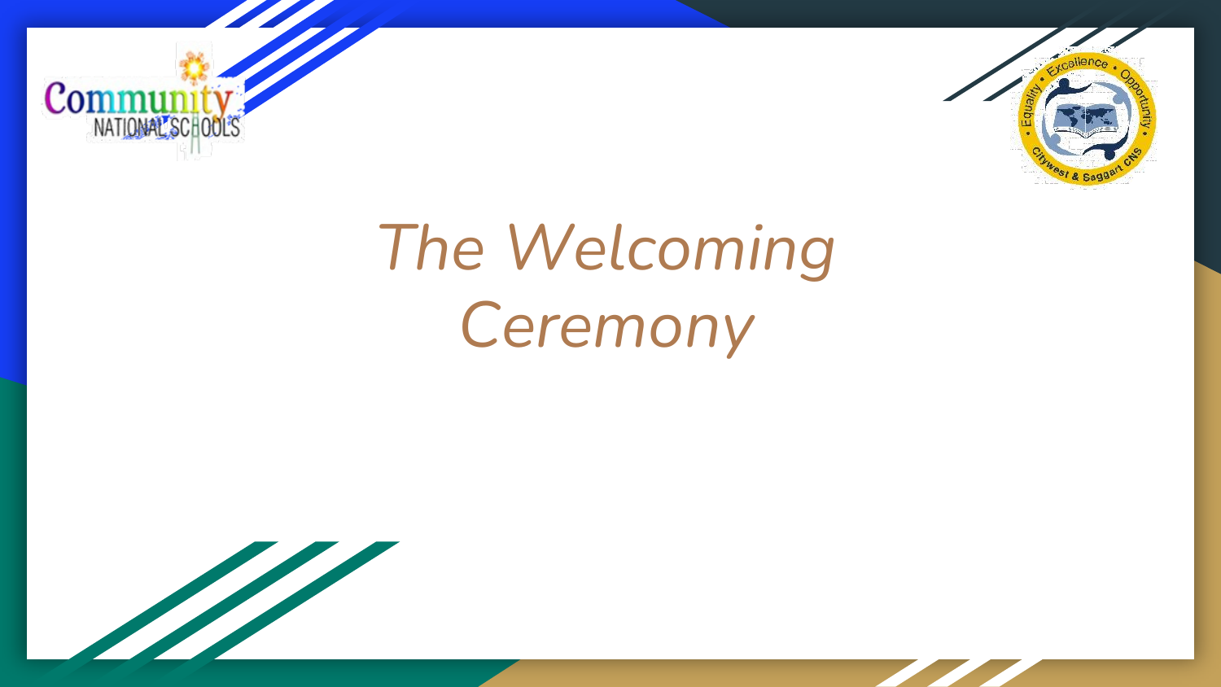# *The Welcoming Ceremony*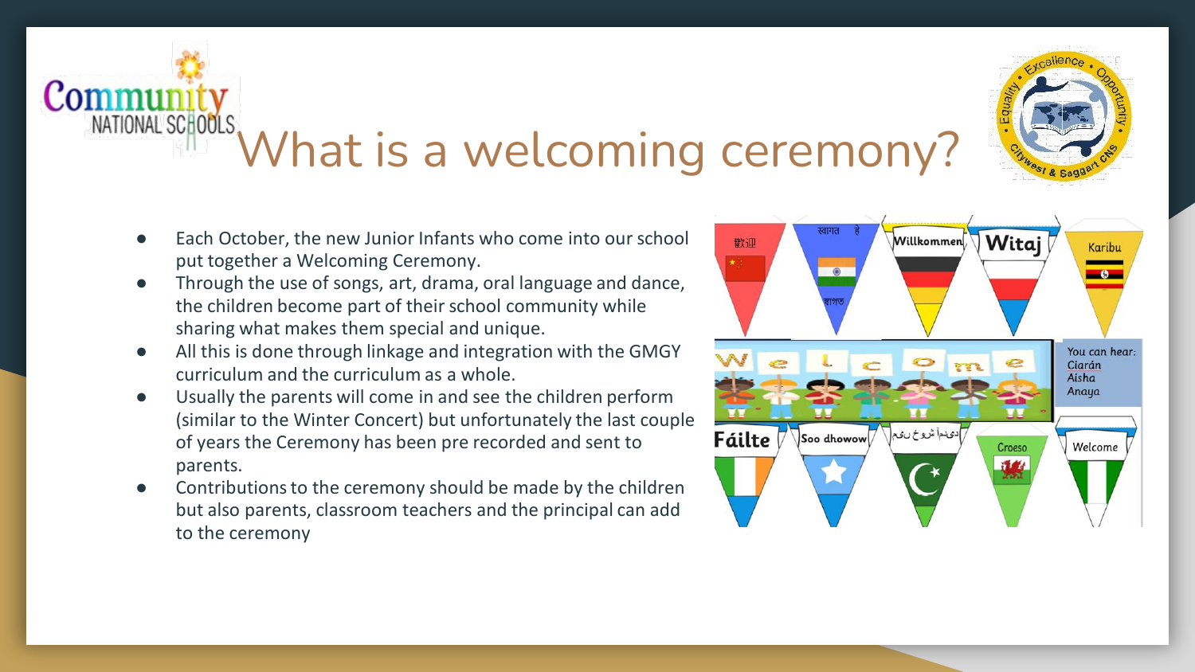# What is a welcoming ceremony?

- Each October, the new Junior Infants who come into our school put together a Welcoming Ceremony.
- Through the use of songs, art, drama, oral language and dance, the children become part of their school community while sharing what makes them special and unique.
- All this is done through linkage and integration with the GMGY curriculum and the curriculum as a whole.
- Usually the parents will come in and see the children perform (similar to the Winter Concert) but unfortunately the last couple of years the Ceremony has been pre recorded and sent to parents.
- Contributions to the ceremony should be made by the children but also parents, classroom teachers and the principal can add to the ceremony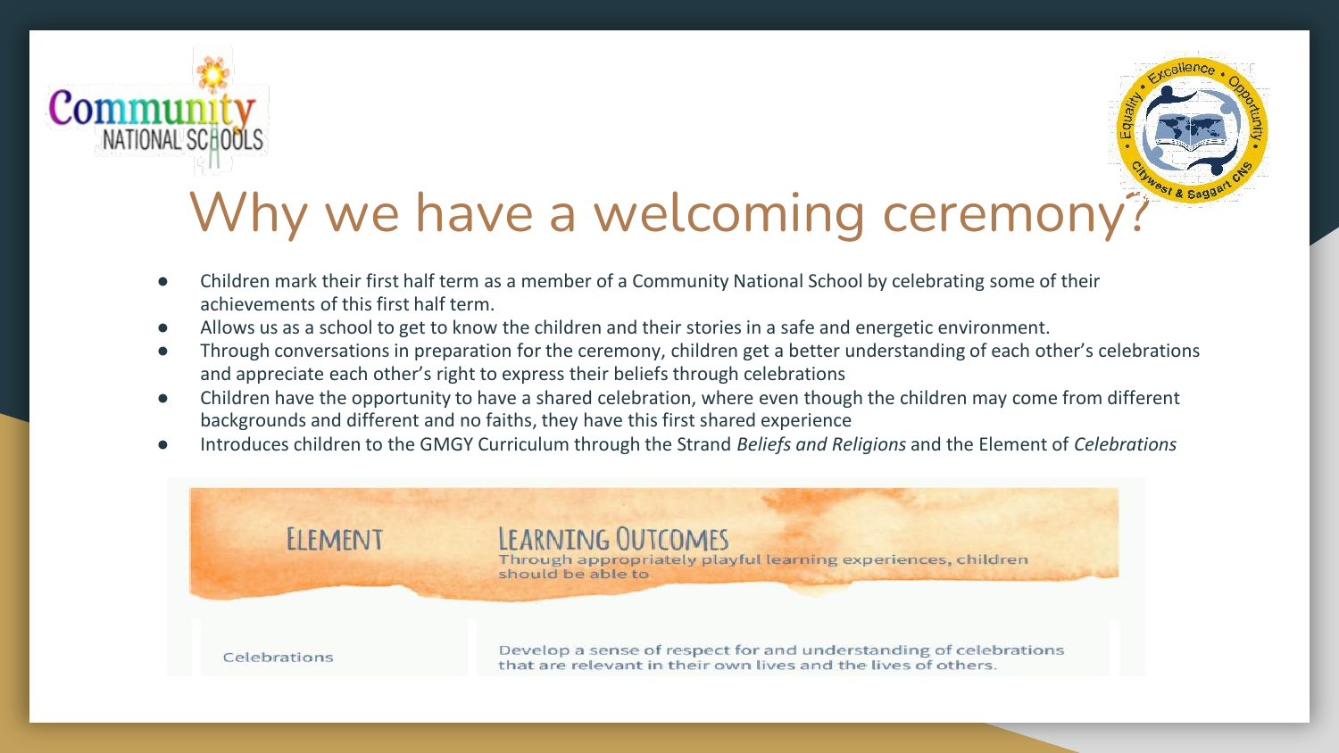# Why we have a welcoming ceremony?

- Children mark their first half term as a member of a Community National School by celebrating some of their achievements of this first half term.
- Allows us as a school to get to know the children and their stories in a safe and energetic environment.
- Through conversations in preparation for the ceremony, children get a better understanding of each other's celebrations and appreciate each other's right to express their beliefs through celebrations
- Children have the opportunity to have a shared celebration, where even though the children may come from different backgrounds and different and no faiths, they have this first shared experience
- Introduces children to the GMGY Curriculum through the Strand *Beliefs and Religions* and the Element of *Celebrations*

| ELEMENT | LEARNING OUTCOMES<br>Through appropriately playful learning experiences, children should be able to |
| --- | --- |
| Celebrations | Develop a sense of respect for and understanding of celebrations that are relevant in their own lives and the lives of others. |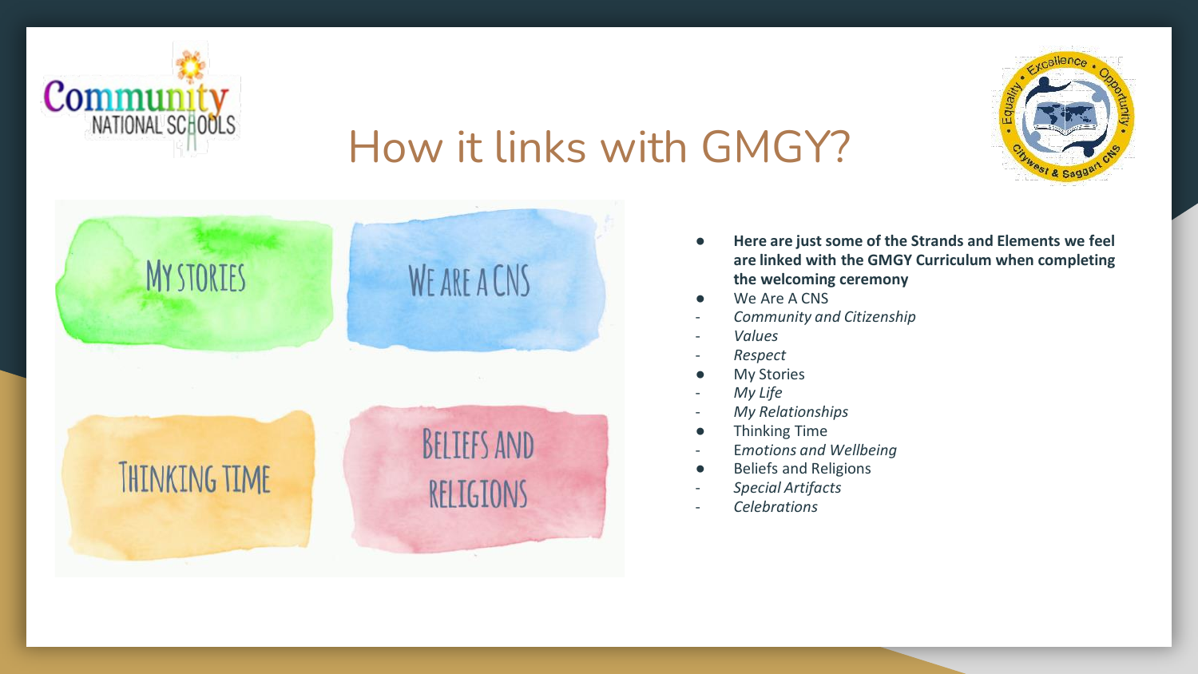# How it links with GMGY?

MY STORIES

WE ARE A CNS

THINKING TIME

BELIEFS AND RELIGIONS

- **Here are just some of the Strands and Elements we feel are linked with the GMGY Curriculum when completing the welcoming ceremony**
- We Are A CNS
  - *Community and Citizenship*
  - *Values*
  - *Respect*
- My Stories
  - *My Life*
  - *My Relationships*
- Thinking Time
  - E*motions and Wellbeing*
- Beliefs and Religions
  - *Special Artifacts*
  - *Celebrations*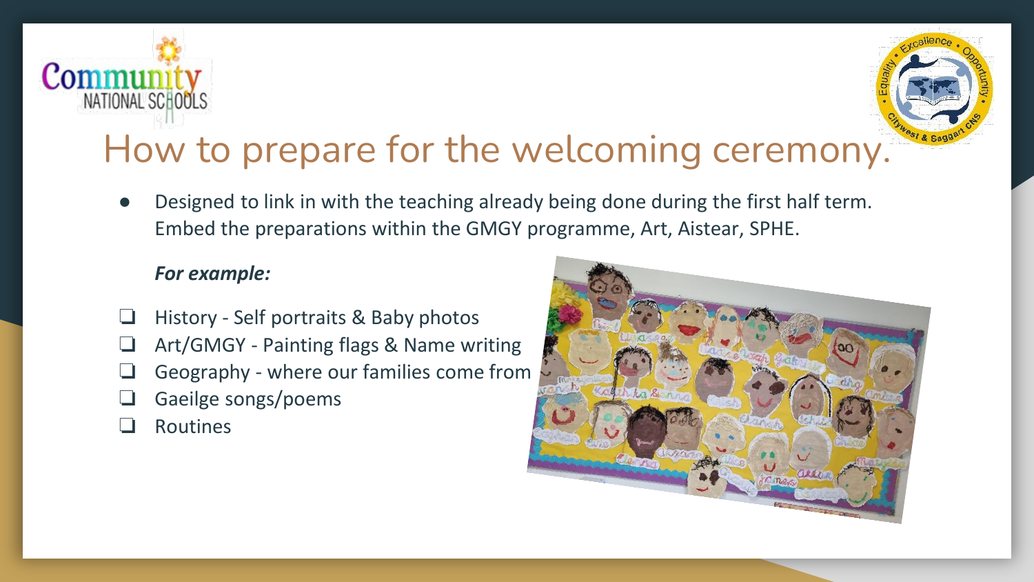# How to prepare for the welcoming ceremony.

- Designed to link in with the teaching already being done during the first half term. Embed the preparations within the GMGY programme, Art, Aistear, SPHE.

***For example:***

- [ ] History - Self portraits & Baby photos
- [ ] Art/GMGY - Painting flags & Name writing
- [ ] Geography - where our families come from
- [ ] Gaeilge songs/poems
- [ ] Routines